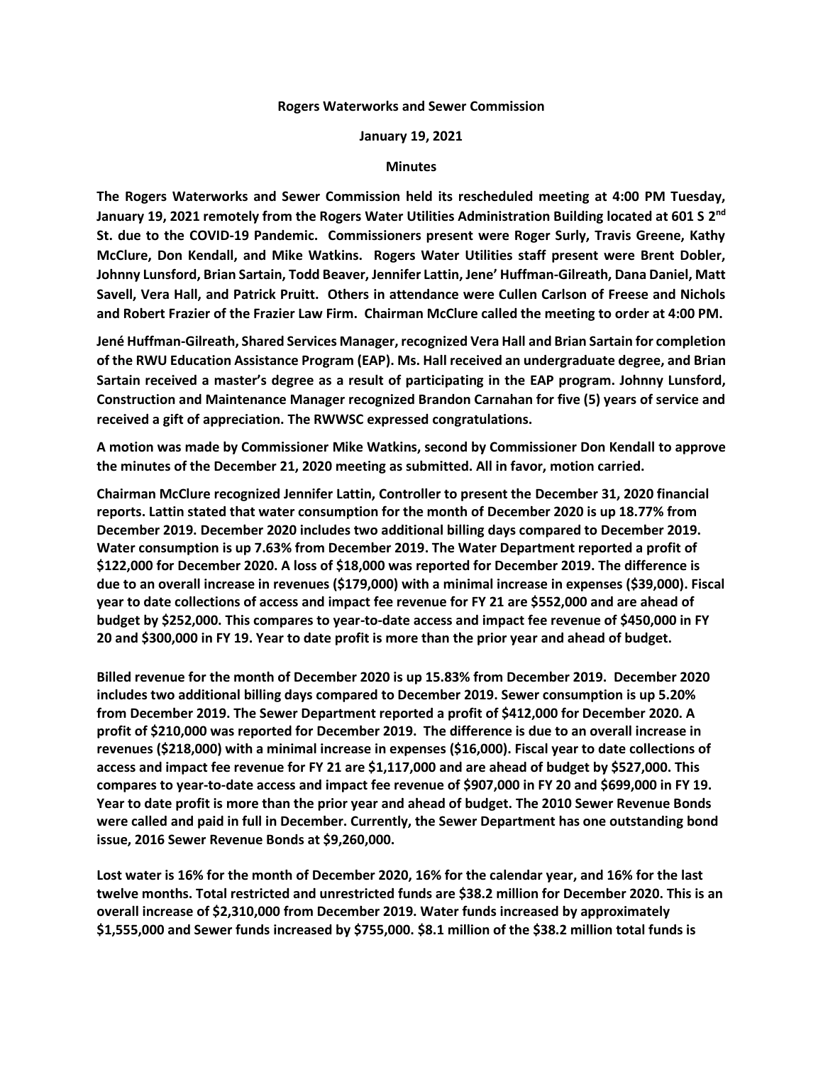**Rogers Waterworks and Sewer Commission**

**January 19, 2021**

**Minutes**

**The Rogers Waterworks and Sewer Commission held its rescheduled meeting at 4:00 PM Tuesday, January 19, 2021 remotely from the Rogers Water Utilities Administration Building located at 601 S 2nd St. due to the COVID-19 Pandemic. Commissioners present were Roger Surly, Travis Greene, Kathy McClure, Don Kendall, and Mike Watkins. Rogers Water Utilities staff present were Brent Dobler, Johnny Lunsford, Brian Sartain, Todd Beaver, Jennifer Lattin, Jene' Huffman-Gilreath, Dana Daniel, Matt Savell, Vera Hall, and Patrick Pruitt. Others in attendance were Cullen Carlson of Freese and Nichols and Robert Frazier of the Frazier Law Firm. Chairman McClure called the meeting to order at 4:00 PM.**

**Jené Huffman-Gilreath, Shared Services Manager, recognized Vera Hall and Brian Sartain for completion of the RWU Education Assistance Program (EAP). Ms. Hall received an undergraduate degree, and Brian Sartain received a master's degree as a result of participating in the EAP program. Johnny Lunsford, Construction and Maintenance Manager recognized Brandon Carnahan for five (5) years of service and received a gift of appreciation. The RWWSC expressed congratulations.**

**A motion was made by Commissioner Mike Watkins, second by Commissioner Don Kendall to approve the minutes of the December 21, 2020 meeting as submitted. All in favor, motion carried.**

**Chairman McClure recognized Jennifer Lattin, Controller to present the December 31, 2020 financial reports. Lattin stated that water consumption for the month of December 2020 is up 18.77% from December 2019. December 2020 includes two additional billing days compared to December 2019. Water consumption is up 7.63% from December 2019. The Water Department reported a profit of $122,000 for December 2020. A loss of $18,000 was reported for December 2019. The difference is due to an overall increase in revenues ($179,000) with a minimal increase in expenses ($39,000). Fiscal year to date collections of access and impact fee revenue for FY 21 are $552,000 and are ahead of budget by $252,000. This compares to year-to-date access and impact fee revenue of $450,000 in FY 20 and $300,000 in FY 19. Year to date profit is more than the prior year and ahead of budget.**

**Billed revenue for the month of December 2020 is up 15.83% from December 2019. December 2020 includes two additional billing days compared to December 2019. Sewer consumption is up 5.20% from December 2019. The Sewer Department reported a profit of $412,000 for December 2020. A profit of $210,000 was reported for December 2019. The difference is due to an overall increase in revenues ($218,000) with a minimal increase in expenses ($16,000). Fiscal year to date collections of access and impact fee revenue for FY 21 are $1,117,000 and are ahead of budget by $527,000. This compares to year-to-date access and impact fee revenue of $907,000 in FY 20 and $699,000 in FY 19. Year to date profit is more than the prior year and ahead of budget. The 2010 Sewer Revenue Bonds were called and paid in full in December. Currently, the Sewer Department has one outstanding bond issue, 2016 Sewer Revenue Bonds at $9,260,000.**

**Lost water is 16% for the month of December 2020, 16% for the calendar year, and 16% for the last twelve months. Total restricted and unrestricted funds are $38.2 million for December 2020. This is an overall increase of $2,310,000 from December 2019. Water funds increased by approximately $1,555,000 and Sewer funds increased by $755,000. $8.1 million of the $38.2 million total funds is**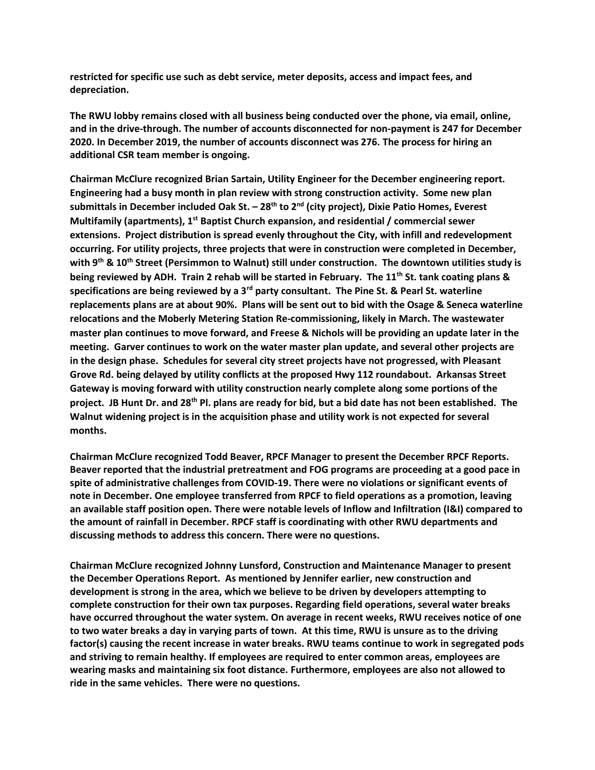**restricted for specific use such as debt service, meter deposits, access and impact fees, and depreciation.**

**The RWU lobby remains closed with all business being conducted over the phone, via email, online, and in the drive-through. The number of accounts disconnected for non-payment is 247 for December 2020. In December 2019, the number of accounts disconnect was 276. The process for hiring an additional CSR team member is ongoing.**

**Chairman McClure recognized Brian Sartain, Utility Engineer for the December engineering report. Engineering had a busy month in plan review with strong construction activity. Some new plan submittals in December included Oak St. – 28th to 2nd (city project), Dixie Patio Homes, Everest Multifamily (apartments), 1st Baptist Church expansion, and residential / commercial sewer extensions. Project distribution is spread evenly throughout the City, with infill and redevelopment occurring. For utility projects, three projects that were in construction were completed in December, with 9th & 10th Street (Persimmon to Walnut) still under construction. The downtown utilities study is being reviewed by ADH. Train 2 rehab will be started in February. The 11th St. tank coating plans & specifications are being reviewed by a 3rd party consultant. The Pine St. & Pearl St. waterline replacements plans are at about 90%. Plans will be sent out to bid with the Osage & Seneca waterline relocations and the Moberly Metering Station Re-commissioning, likely in March. The wastewater master plan continues to move forward, and Freese & Nichols will be providing an update later in the meeting. Garver continues to work on the water master plan update, and several other projects are in the design phase. Schedules for several city street projects have not progressed, with Pleasant Grove Rd. being delayed by utility conflicts at the proposed Hwy 112 roundabout. Arkansas Street Gateway is moving forward with utility construction nearly complete along some portions of the project. JB Hunt Dr. and 28th Pl. plans are ready for bid, but a bid date has not been established. The Walnut widening project is in the acquisition phase and utility work is not expected for several months.**

**Chairman McClure recognized Todd Beaver, RPCF Manager to present the December RPCF Reports. Beaver reported that the industrial pretreatment and FOG programs are proceeding at a good pace in spite of administrative challenges from COVID-19. There were no violations or significant events of note in December. One employee transferred from RPCF to field operations as a promotion, leaving an available staff position open. There were notable levels of Inflow and Infiltration (I&I) compared to the amount of rainfall in December. RPCF staff is coordinating with other RWU departments and discussing methods to address this concern. There were no questions.**

**Chairman McClure recognized Johnny Lunsford, Construction and Maintenance Manager to present the December Operations Report. As mentioned by Jennifer earlier, new construction and development is strong in the area, which we believe to be driven by developers attempting to complete construction for their own tax purposes. Regarding field operations, several water breaks have occurred throughout the water system. On average in recent weeks, RWU receives notice of one to two water breaks a day in varying parts of town. At this time, RWU is unsure as to the driving factor(s) causing the recent increase in water breaks. RWU teams continue to work in segregated pods and striving to remain healthy. If employees are required to enter common areas, employees are wearing masks and maintaining six foot distance. Furthermore, employees are also not allowed to ride in the same vehicles. There were no questions.**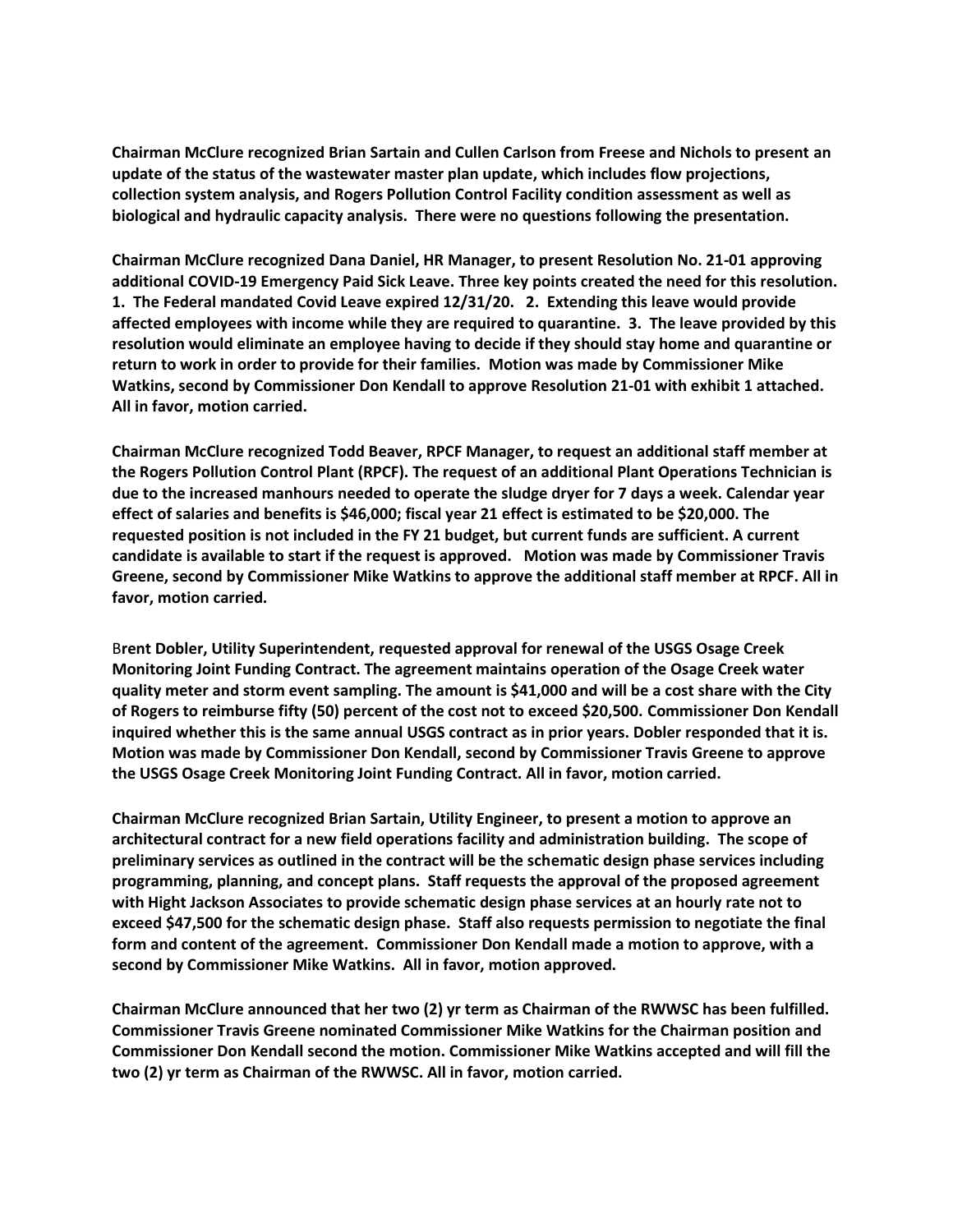**Chairman McClure recognized Brian Sartain and Cullen Carlson from Freese and Nichols to present an update of the status of the wastewater master plan update, which includes flow projections, collection system analysis, and Rogers Pollution Control Facility condition assessment as well as biological and hydraulic capacity analysis. There were no questions following the presentation.**

**Chairman McClure recognized Dana Daniel, HR Manager, to present Resolution No. 21-01 approving additional COVID-19 Emergency Paid Sick Leave. Three key points created the need for this resolution. 1. The Federal mandated Covid Leave expired 12/31/20. 2. Extending this leave would provide affected employees with income while they are required to quarantine. 3. The leave provided by this resolution would eliminate an employee having to decide if they should stay home and quarantine or return to work in order to provide for their families. Motion was made by Commissioner Mike Watkins, second by Commissioner Don Kendall to approve Resolution 21-01 with exhibit 1 attached. All in favor, motion carried.**

**Chairman McClure recognized Todd Beaver, RPCF Manager, to request an additional staff member at the Rogers Pollution Control Plant (RPCF). The request of an additional Plant Operations Technician is due to the increased manhours needed to operate the sludge dryer for 7 days a week. Calendar year effect of salaries and benefits is $46,000; fiscal year 21 effect is estimated to be $20,000. The requested position is not included in the FY 21 budget, but current funds are sufficient. A current candidate is available to start if the request is approved. Motion was made by Commissioner Travis Greene, second by Commissioner Mike Watkins to approve the additional staff member at RPCF. All in favor, motion carried.**

B**rent Dobler, Utility Superintendent, requested approval for renewal of the USGS Osage Creek Monitoring Joint Funding Contract. The agreement maintains operation of the Osage Creek water quality meter and storm event sampling. The amount is $41,000 and will be a cost share with the City of Rogers to reimburse fifty (50) percent of the cost not to exceed $20,500. Commissioner Don Kendall inquired whether this is the same annual USGS contract as in prior years. Dobler responded that it is. Motion was made by Commissioner Don Kendall, second by Commissioner Travis Greene to approve the USGS Osage Creek Monitoring Joint Funding Contract. All in favor, motion carried.**

**Chairman McClure recognized Brian Sartain, Utility Engineer, to present a motion to approve an architectural contract for a new field operations facility and administration building. The scope of preliminary services as outlined in the contract will be the schematic design phase services including programming, planning, and concept plans. Staff requests the approval of the proposed agreement with Hight Jackson Associates to provide schematic design phase services at an hourly rate not to exceed $47,500 for the schematic design phase. Staff also requests permission to negotiate the final form and content of the agreement. Commissioner Don Kendall made a motion to approve, with a second by Commissioner Mike Watkins. All in favor, motion approved.**

**Chairman McClure announced that her two (2) yr term as Chairman of the RWWSC has been fulfilled. Commissioner Travis Greene nominated Commissioner Mike Watkins for the Chairman position and Commissioner Don Kendall second the motion. Commissioner Mike Watkins accepted and will fill the two (2) yr term as Chairman of the RWWSC. All in favor, motion carried.**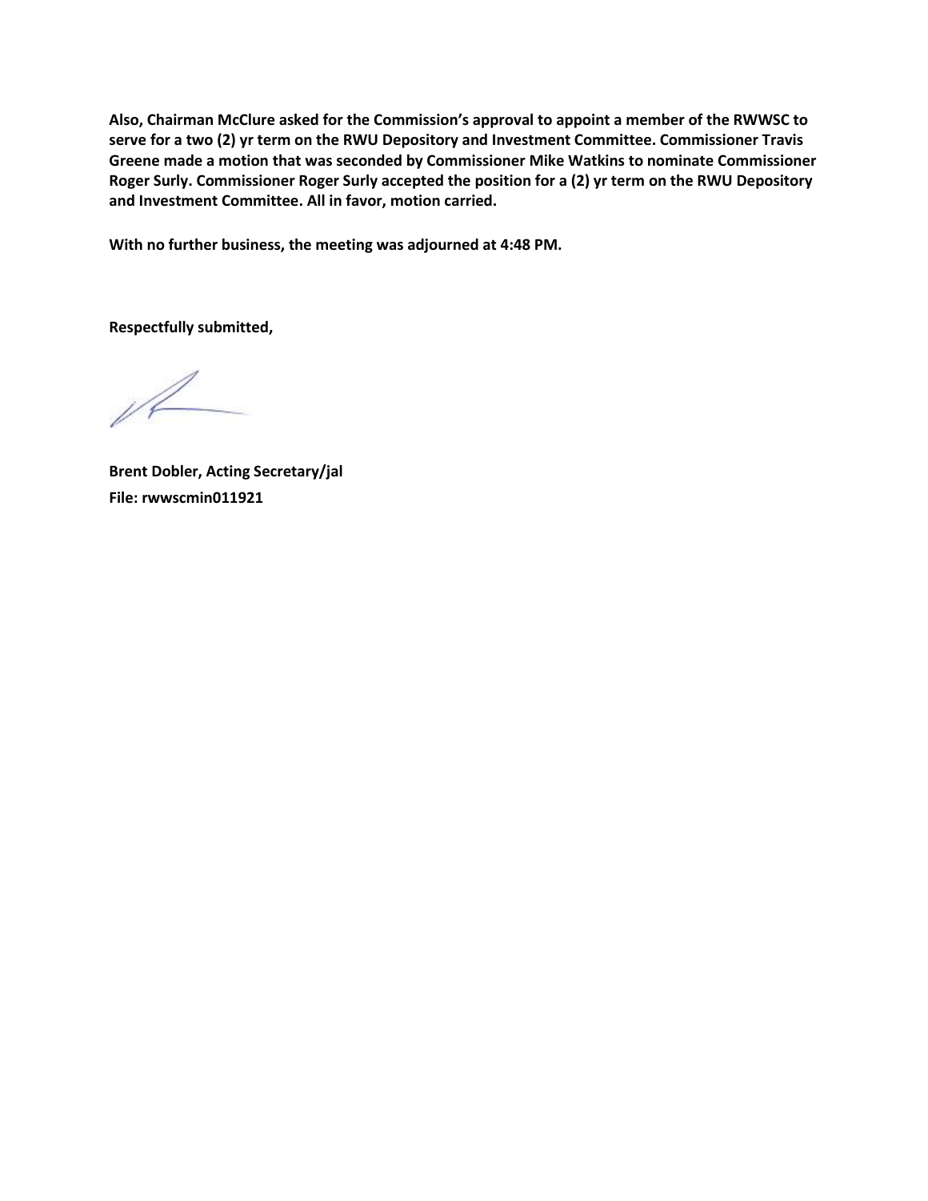**Also, Chairman McClure asked for the Commission's approval to appoint a member of the RWWSC to serve for a two (2) yr term on the RWU Depository and Investment Committee. Commissioner Travis Greene made a motion that was seconded by Commissioner Mike Watkins to nominate Commissioner Roger Surly. Commissioner Roger Surly accepted the position for a (2) yr term on the RWU Depository and Investment Committee. All in favor, motion carried.**

**With no further business, the meeting was adjourned at 4:48 PM.**

**Respectfully submitted,**

**Brent Dobler, Acting Secretary/jal**
**File: rwwscmin011921**